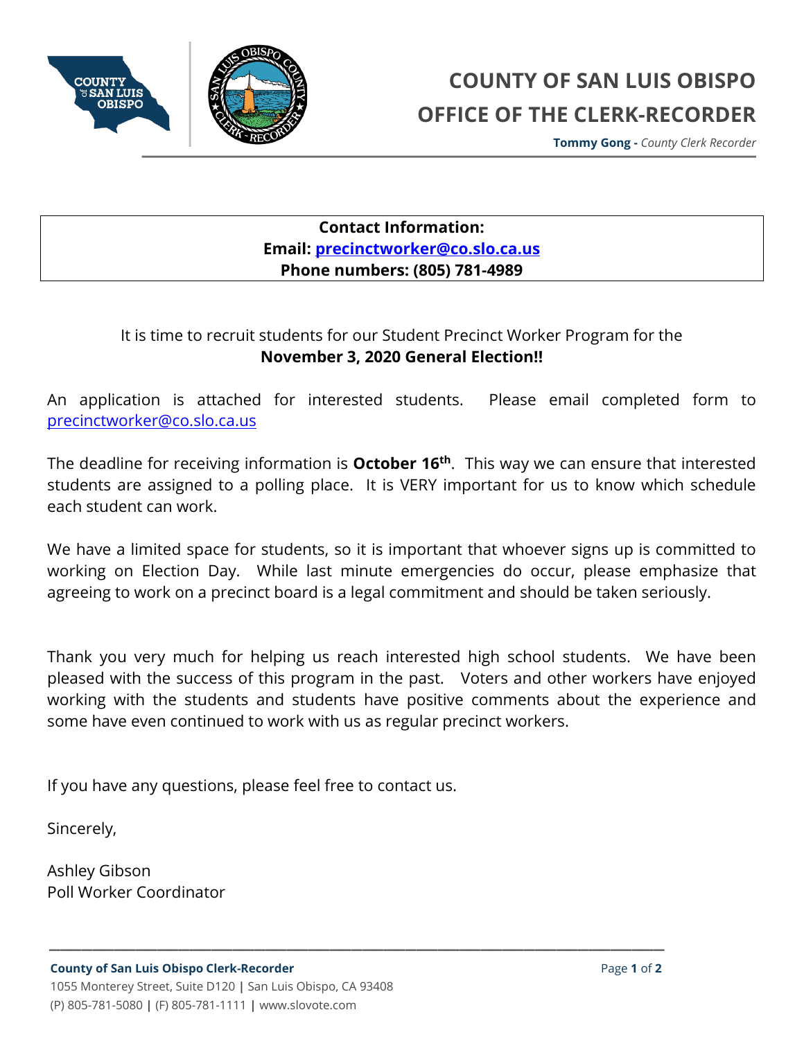# COUNTY OF SAN LUIS OBISPO
# OFFICE OF THE CLERK-RECORDER

**Tommy Gong -** *County Clerk Recorder*

**Contact Information:**
**Email: precinctworker@co.slo.ca.us**
**Phone numbers: (805) 781-4989**

It is time to recruit students for our Student Precinct Worker Program for the **November 3, 2020 General Election!!**

An application is attached for interested students. Please email completed form to precinctworker@co.slo.ca.us

The deadline for receiving information is **October 16th**. This way we can ensure that interested students are assigned to a polling place. It is VERY important for us to know which schedule each student can work.

We have a limited space for students, so it is important that whoever signs up is committed to working on Election Day. While last minute emergencies do occur, please emphasize that agreeing to work on a precinct board is a legal commitment and should be taken seriously.

Thank you very much for helping us reach interested high school students. We have been pleased with the success of this program in the past. Voters and other workers have enjoyed working with the students and students have positive comments about the experience and some have even continued to work with us as regular precinct workers.

If you have any questions, please feel free to contact us.

Sincerely,

Ashley Gibson
Poll Worker Coordinator

**County of San Luis Obispo Clerk-Recorder**
1055 Monterey Street, Suite D120 | San Luis Obispo, CA 93408
(P) 805-781-5080 | (F) 805-781-1111 | www.slovote.com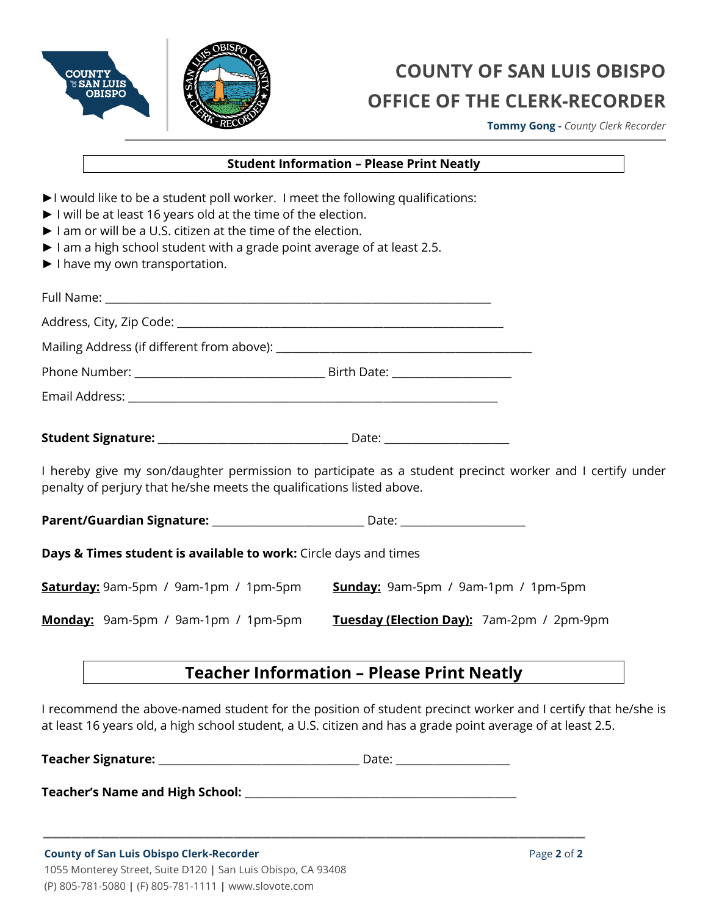# COUNTY OF SAN LUIS OBISPO
# OFFICE OF THE CLERK-RECORDER

**Tommy Gong -** *County Clerk Recorder*

## Student Information – Please Print Neatly

►I would like to be a student poll worker. I meet the following qualifications:

► I will be at least 16 years old at the time of the election.

► I am or will be a U.S. citizen at the time of the election.

► I am a high school student with a grade point average of at least 2.5.

► I have my own transportation.

Full Name: ____________________________________________________________________

Address, City, Zip Code: _________________________________________________________

Mailing Address (if different from above): _____________________________________________

Phone Number: _________________________________ Birth Date: _____________________

Email Address: _________________________________________________________________

**Student Signature:** _________________________________ Date: _____________________

I hereby give my son/daughter permission to participate as a student precinct worker and I certify under penalty of perjury that he/she meets the qualifications listed above.

**Parent/Guardian Signature:** __________________________ Date: _____________________

**Days & Times student is available to work:** Circle days and times

**Saturday:** 9am-5pm / 9am-1pm / 1pm-5pm

**Sunday:** 9am-5pm / 9am-1pm / 1pm-5pm

**Monday:** 9am-5pm / 9am-1pm / 1pm-5pm

**Tuesday (Election Day):** 7am-2pm / 2pm-9pm

## Teacher Information – Please Print Neatly

I recommend the above-named student for the position of student precinct worker and I certify that he/she is at least 16 years old, a high school student, a U.S. citizen and has a grade point average of at least 2.5.

**Teacher Signature:** __________________________________ Date: ___________________

**Teacher's Name and High School:** ________________________________________________

**County of San Luis Obispo Clerk-Recorder**
1055 Monterey Street, Suite D120 | San Luis Obispo, CA 93408
(P) 805-781-5080 | (F) 805-781-1111 | www.slovote.com